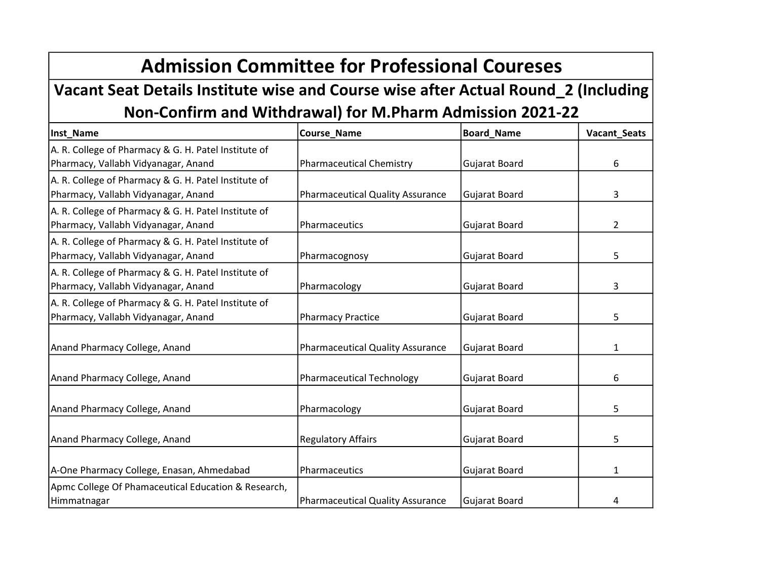# Admission Committee for Professional Coureses

## Vacant Seat Details Institute wise and Course wise after Actual Round_2 (Including Non-Confirm and Withdrawal) for M.Pharm Admission 2021-22

| Inst_Name | Course_Name | Board_Name | Vacant_Seats |
|---|---|---|---|
| A. R. College of Pharmacy & G. H. Patel Institute of Pharmacy, Vallabh Vidyanagar, Anand | Pharmaceutical Chemistry | Gujarat Board | 6 |
| A. R. College of Pharmacy & G. H. Patel Institute of Pharmacy, Vallabh Vidyanagar, Anand | Pharmaceutical Quality Assurance | Gujarat Board | 3 |
| A. R. College of Pharmacy & G. H. Patel Institute of Pharmacy, Vallabh Vidyanagar, Anand | Pharmaceutics | Gujarat Board | 2 |
| A. R. College of Pharmacy & G. H. Patel Institute of Pharmacy, Vallabh Vidyanagar, Anand | Pharmacognosy | Gujarat Board | 5 |
| A. R. College of Pharmacy & G. H. Patel Institute of Pharmacy, Vallabh Vidyanagar, Anand | Pharmacology | Gujarat Board | 3 |
| A. R. College of Pharmacy & G. H. Patel Institute of Pharmacy, Vallabh Vidyanagar, Anand | Pharmacy Practice | Gujarat Board | 5 |
| Anand Pharmacy College, Anand | Pharmaceutical Quality Assurance | Gujarat Board | 1 |
| Anand Pharmacy College, Anand | Pharmaceutical Technology | Gujarat Board | 6 |
| Anand Pharmacy College, Anand | Pharmacology | Gujarat Board | 5 |
| Anand Pharmacy College, Anand | Regulatory Affairs | Gujarat Board | 5 |
| A-One Pharmacy College, Enasan, Ahmedabad | Pharmaceutics | Gujarat Board | 1 |
| Apmc College Of Phamaceutical Education & Research, Himmatnagar | Pharmaceutical Quality Assurance | Gujarat Board | 4 |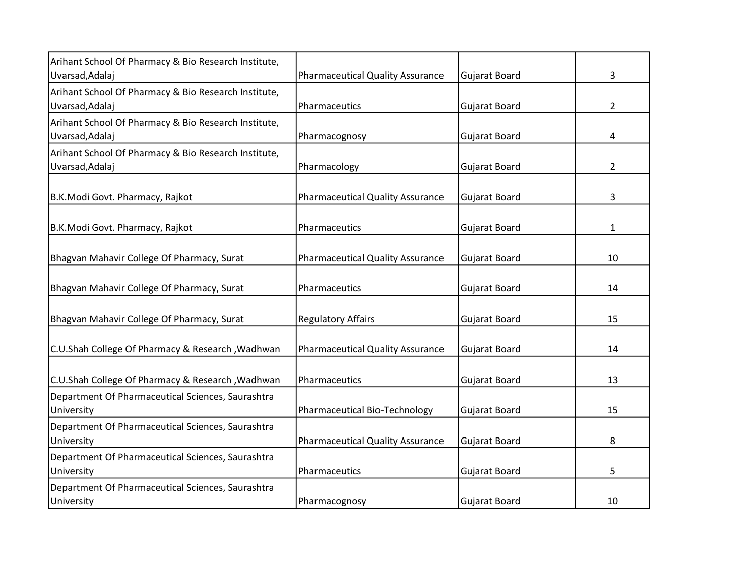| | | | |
|---|---|---|---|
| Arihant School Of Pharmacy & Bio Research Institute, Uvarsad,Adalaj | Pharmaceutical Quality Assurance | Gujarat Board | 3 |
| Arihant School Of Pharmacy & Bio Research Institute, Uvarsad,Adalaj | Pharmaceutics | Gujarat Board | 2 |
| Arihant School Of Pharmacy & Bio Research Institute, Uvarsad,Adalaj | Pharmacognosy | Gujarat Board | 4 |
| Arihant School Of Pharmacy & Bio Research Institute, Uvarsad,Adalaj | Pharmacology | Gujarat Board | 2 |
| B.K.Modi Govt. Pharmacy, Rajkot | Pharmaceutical Quality Assurance | Gujarat Board | 3 |
| B.K.Modi Govt. Pharmacy, Rajkot | Pharmaceutics | Gujarat Board | 1 |
| Bhagvan Mahavir College Of Pharmacy, Surat | Pharmaceutical Quality Assurance | Gujarat Board | 10 |
| Bhagvan Mahavir College Of Pharmacy, Surat | Pharmaceutics | Gujarat Board | 14 |
| Bhagvan Mahavir College Of Pharmacy, Surat | Regulatory Affairs | Gujarat Board | 15 |
| C.U.Shah College Of Pharmacy & Research ,Wadhwan | Pharmaceutical Quality Assurance | Gujarat Board | 14 |
| C.U.Shah College Of Pharmacy & Research ,Wadhwan | Pharmaceutics | Gujarat Board | 13 |
| Department Of Pharmaceutical Sciences, Saurashtra University | Pharmaceutical Bio-Technology | Gujarat Board | 15 |
| Department Of Pharmaceutical Sciences, Saurashtra University | Pharmaceutical Quality Assurance | Gujarat Board | 8 |
| Department Of Pharmaceutical Sciences, Saurashtra University | Pharmaceutics | Gujarat Board | 5 |
| Department Of Pharmaceutical Sciences, Saurashtra University | Pharmacognosy | Gujarat Board | 10 |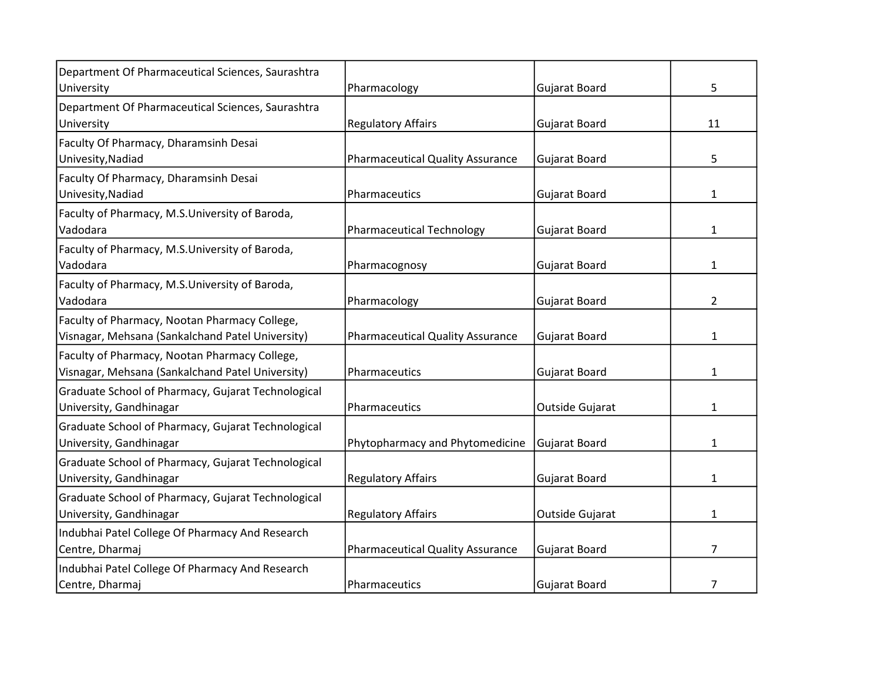| | | | |
|---|---|---|---|
| Department Of Pharmaceutical Sciences, Saurashtra University | Pharmacology | Gujarat Board | 5 |
| Department Of Pharmaceutical Sciences, Saurashtra University | Regulatory Affairs | Gujarat Board | 11 |
| Faculty Of Pharmacy, Dharamsinh Desai Univesity,Nadiad | Pharmaceutical Quality Assurance | Gujarat Board | 5 |
| Faculty Of Pharmacy, Dharamsinh Desai Univesity,Nadiad | Pharmaceutics | Gujarat Board | 1 |
| Faculty of Pharmacy, M.S.University of Baroda, Vadodara | Pharmaceutical Technology | Gujarat Board | 1 |
| Faculty of Pharmacy, M.S.University of Baroda, Vadodara | Pharmacognosy | Gujarat Board | 1 |
| Faculty of Pharmacy, M.S.University of Baroda, Vadodara | Pharmacology | Gujarat Board | 2 |
| Faculty of Pharmacy, Nootan Pharmacy College, Visnagar, Mehsana (Sankalchand Patel University) | Pharmaceutical Quality Assurance | Gujarat Board | 1 |
| Faculty of Pharmacy, Nootan Pharmacy College, Visnagar, Mehsana (Sankalchand Patel University) | Pharmaceutics | Gujarat Board | 1 |
| Graduate School of Pharmacy, Gujarat Technological University, Gandhinagar | Pharmaceutics | Outside Gujarat | 1 |
| Graduate School of Pharmacy, Gujarat Technological University, Gandhinagar | Phytopharmacy and Phytomedicine | Gujarat Board | 1 |
| Graduate School of Pharmacy, Gujarat Technological University, Gandhinagar | Regulatory Affairs | Gujarat Board | 1 |
| Graduate School of Pharmacy, Gujarat Technological University, Gandhinagar | Regulatory Affairs | Outside Gujarat | 1 |
| Indubhai Patel College Of Pharmacy And Research Centre, Dharmaj | Pharmaceutical Quality Assurance | Gujarat Board | 7 |
| Indubhai Patel College Of Pharmacy And Research Centre, Dharmaj | Pharmaceutics | Gujarat Board | 7 |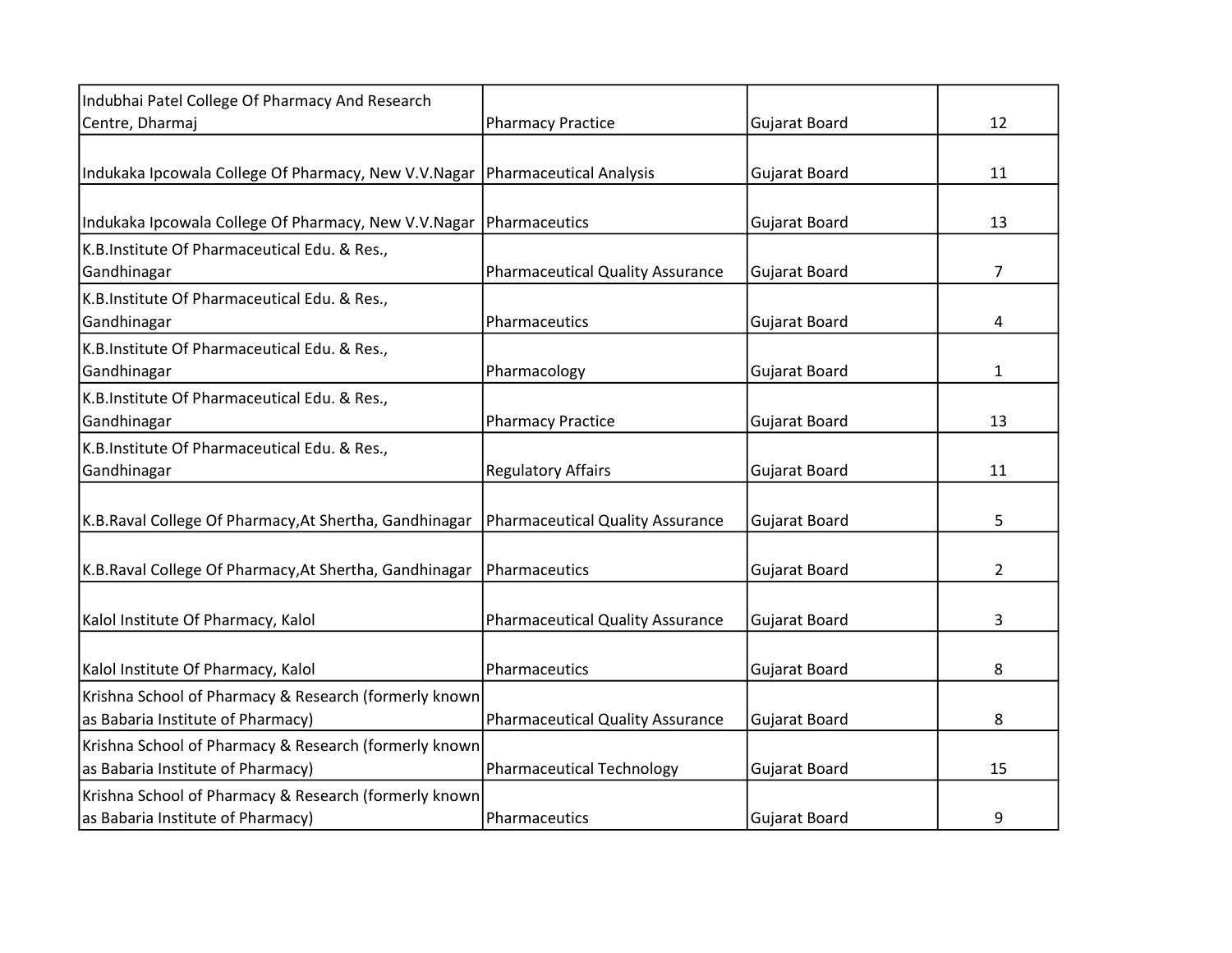| | | | |
|---|---|---|---|
| Indubhai Patel College Of Pharmacy And Research Centre, Dharmaj | Pharmacy Practice | Gujarat Board | 12 |
| Indukaka Ipcowala College Of Pharmacy, New V.V.Nagar | Pharmaceutical Analysis | Gujarat Board | 11 |
| Indukaka Ipcowala College Of Pharmacy, New V.V.Nagar | Pharmaceutics | Gujarat Board | 13 |
| K.B.Institute Of Pharmaceutical Edu. & Res., Gandhinagar | Pharmaceutical Quality Assurance | Gujarat Board | 7 |
| K.B.Institute Of Pharmaceutical Edu. & Res., Gandhinagar | Pharmaceutics | Gujarat Board | 4 |
| K.B.Institute Of Pharmaceutical Edu. & Res., Gandhinagar | Pharmacology | Gujarat Board | 1 |
| K.B.Institute Of Pharmaceutical Edu. & Res., Gandhinagar | Pharmacy Practice | Gujarat Board | 13 |
| K.B.Institute Of Pharmaceutical Edu. & Res., Gandhinagar | Regulatory Affairs | Gujarat Board | 11 |
| K.B.Raval College Of Pharmacy,At Shertha, Gandhinagar | Pharmaceutical Quality Assurance | Gujarat Board | 5 |
| K.B.Raval College Of Pharmacy,At Shertha, Gandhinagar | Pharmaceutics | Gujarat Board | 2 |
| Kalol Institute Of Pharmacy, Kalol | Pharmaceutical Quality Assurance | Gujarat Board | 3 |
| Kalol Institute Of Pharmacy, Kalol | Pharmaceutics | Gujarat Board | 8 |
| Krishna School of Pharmacy & Research (formerly known as Babaria Institute of Pharmacy) | Pharmaceutical Quality Assurance | Gujarat Board | 8 |
| Krishna School of Pharmacy & Research (formerly known as Babaria Institute of Pharmacy) | Pharmaceutical Technology | Gujarat Board | 15 |
| Krishna School of Pharmacy & Research (formerly known as Babaria Institute of Pharmacy) | Pharmaceutics | Gujarat Board | 9 |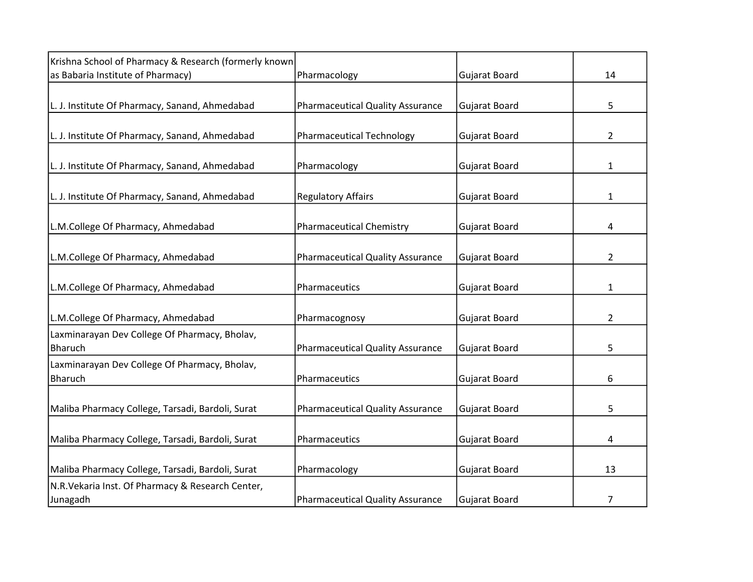| | | | |
|---|---|---|---|
| Krishna School of Pharmacy & Research (formerly known as Babaria Institute of Pharmacy) | Pharmacology | Gujarat Board | 14 |
| L. J. Institute Of Pharmacy, Sanand, Ahmedabad | Pharmaceutical Quality Assurance | Gujarat Board | 5 |
| L. J. Institute Of Pharmacy, Sanand, Ahmedabad | Pharmaceutical Technology | Gujarat Board | 2 |
| L. J. Institute Of Pharmacy, Sanand, Ahmedabad | Pharmacology | Gujarat Board | 1 |
| L. J. Institute Of Pharmacy, Sanand, Ahmedabad | Regulatory Affairs | Gujarat Board | 1 |
| L.M.College Of Pharmacy, Ahmedabad | Pharmaceutical Chemistry | Gujarat Board | 4 |
| L.M.College Of Pharmacy, Ahmedabad | Pharmaceutical Quality Assurance | Gujarat Board | 2 |
| L.M.College Of Pharmacy, Ahmedabad | Pharmaceutics | Gujarat Board | 1 |
| L.M.College Of Pharmacy, Ahmedabad | Pharmacognosy | Gujarat Board | 2 |
| Laxminarayan Dev College Of Pharmacy, Bholav, Bharuch | Pharmaceutical Quality Assurance | Gujarat Board | 5 |
| Laxminarayan Dev College Of Pharmacy, Bholav, Bharuch | Pharmaceutics | Gujarat Board | 6 |
| Maliba Pharmacy College, Tarsadi, Bardoli, Surat | Pharmaceutical Quality Assurance | Gujarat Board | 5 |
| Maliba Pharmacy College, Tarsadi, Bardoli, Surat | Pharmaceutics | Gujarat Board | 4 |
| Maliba Pharmacy College, Tarsadi, Bardoli, Surat | Pharmacology | Gujarat Board | 13 |
| N.R.Vekaria Inst. Of Pharmacy & Research Center, Junagadh | Pharmaceutical Quality Assurance | Gujarat Board | 7 |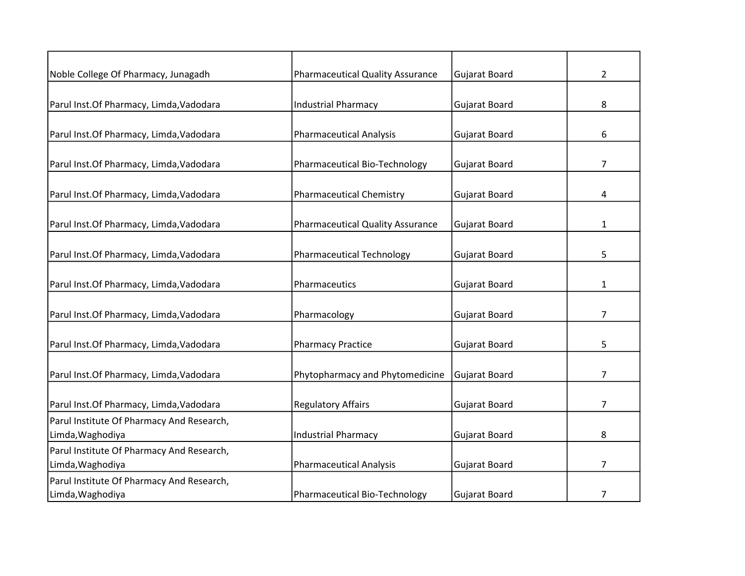| | | | |
|---|---|---|---|
| Noble College Of Pharmacy, Junagadh | Pharmaceutical Quality Assurance | Gujarat Board | 2 |
| Parul Inst.Of Pharmacy, Limda,Vadodara | Industrial Pharmacy | Gujarat Board | 8 |
| Parul Inst.Of Pharmacy, Limda,Vadodara | Pharmaceutical Analysis | Gujarat Board | 6 |
| Parul Inst.Of Pharmacy, Limda,Vadodara | Pharmaceutical Bio-Technology | Gujarat Board | 7 |
| Parul Inst.Of Pharmacy, Limda,Vadodara | Pharmaceutical Chemistry | Gujarat Board | 4 |
| Parul Inst.Of Pharmacy, Limda,Vadodara | Pharmaceutical Quality Assurance | Gujarat Board | 1 |
| Parul Inst.Of Pharmacy, Limda,Vadodara | Pharmaceutical Technology | Gujarat Board | 5 |
| Parul Inst.Of Pharmacy, Limda,Vadodara | Pharmaceutics | Gujarat Board | 1 |
| Parul Inst.Of Pharmacy, Limda,Vadodara | Pharmacology | Gujarat Board | 7 |
| Parul Inst.Of Pharmacy, Limda,Vadodara | Pharmacy Practice | Gujarat Board | 5 |
| Parul Inst.Of Pharmacy, Limda,Vadodara | Phytopharmacy and Phytomedicine | Gujarat Board | 7 |
| Parul Inst.Of Pharmacy, Limda,Vadodara | Regulatory Affairs | Gujarat Board | 7 |
| Parul Institute Of Pharmacy And Research, Limda,Waghodiya | Industrial Pharmacy | Gujarat Board | 8 |
| Parul Institute Of Pharmacy And Research, Limda,Waghodiya | Pharmaceutical Analysis | Gujarat Board | 7 |
| Parul Institute Of Pharmacy And Research, Limda,Waghodiya | Pharmaceutical Bio-Technology | Gujarat Board | 7 |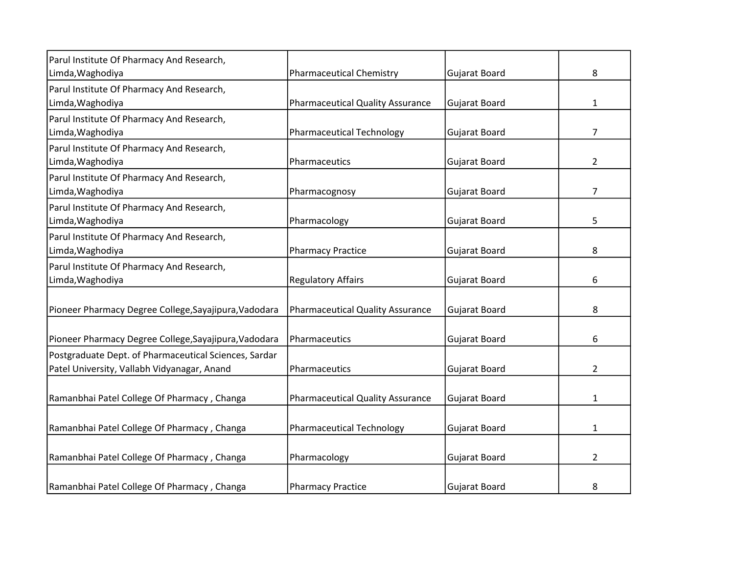| | | | |
|---|---|---|---|
| Parul Institute Of Pharmacy And Research, Limda,Waghodiya | Pharmaceutical Chemistry | Gujarat Board | 8 |
| Parul Institute Of Pharmacy And Research, Limda,Waghodiya | Pharmaceutical Quality Assurance | Gujarat Board | 1 |
| Parul Institute Of Pharmacy And Research, Limda,Waghodiya | Pharmaceutical Technology | Gujarat Board | 7 |
| Parul Institute Of Pharmacy And Research, Limda,Waghodiya | Pharmaceutics | Gujarat Board | 2 |
| Parul Institute Of Pharmacy And Research, Limda,Waghodiya | Pharmacognosy | Gujarat Board | 7 |
| Parul Institute Of Pharmacy And Research, Limda,Waghodiya | Pharmacology | Gujarat Board | 5 |
| Parul Institute Of Pharmacy And Research, Limda,Waghodiya | Pharmacy Practice | Gujarat Board | 8 |
| Parul Institute Of Pharmacy And Research, Limda,Waghodiya | Regulatory Affairs | Gujarat Board | 6 |
| Pioneer Pharmacy Degree College,Sayajipura,Vadodara | Pharmaceutical Quality Assurance | Gujarat Board | 8 |
| Pioneer Pharmacy Degree College,Sayajipura,Vadodara | Pharmaceutics | Gujarat Board | 6 |
| Postgraduate Dept. of Pharmaceutical Sciences, Sardar Patel University, Vallabh Vidyanagar, Anand | Pharmaceutics | Gujarat Board | 2 |
| Ramanbhai Patel College Of Pharmacy , Changa | Pharmaceutical Quality Assurance | Gujarat Board | 1 |
| Ramanbhai Patel College Of Pharmacy , Changa | Pharmaceutical Technology | Gujarat Board | 1 |
| Ramanbhai Patel College Of Pharmacy , Changa | Pharmacology | Gujarat Board | 2 |
| Ramanbhai Patel College Of Pharmacy , Changa | Pharmacy Practice | Gujarat Board | 8 |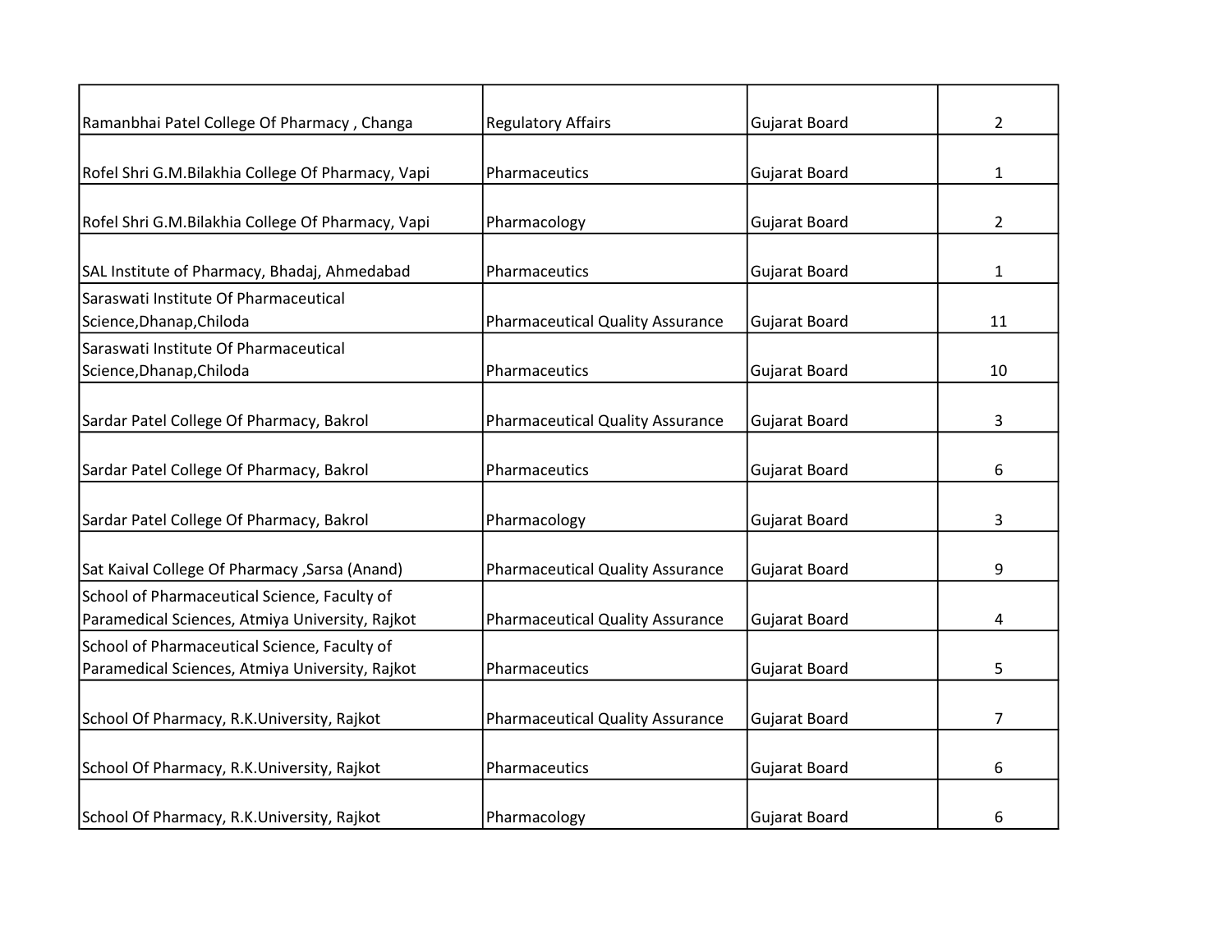| Ramanbhai Patel College Of Pharmacy , Changa | Regulatory Affairs | Gujarat Board | 2 |
|---|---|---|---|
| Rofel Shri G.M.Bilakhia College Of Pharmacy, Vapi | Pharmaceutics | Gujarat Board | 1 |
| Rofel Shri G.M.Bilakhia College Of Pharmacy, Vapi | Pharmacology | Gujarat Board | 2 |
| SAL Institute of Pharmacy, Bhadaj, Ahmedabad | Pharmaceutics | Gujarat Board | 1 |
| Saraswati Institute Of Pharmaceutical Science,Dhanap,Chiloda | Pharmaceutical Quality Assurance | Gujarat Board | 11 |
| Saraswati Institute Of Pharmaceutical Science,Dhanap,Chiloda | Pharmaceutics | Gujarat Board | 10 |
| Sardar Patel College Of Pharmacy, Bakrol | Pharmaceutical Quality Assurance | Gujarat Board | 3 |
| Sardar Patel College Of Pharmacy, Bakrol | Pharmaceutics | Gujarat Board | 6 |
| Sardar Patel College Of Pharmacy, Bakrol | Pharmacology | Gujarat Board | 3 |
| Sat Kaival College Of Pharmacy ,Sarsa (Anand) | Pharmaceutical Quality Assurance | Gujarat Board | 9 |
| School of Pharmaceutical Science, Faculty of Paramedical Sciences, Atmiya University, Rajkot | Pharmaceutical Quality Assurance | Gujarat Board | 4 |
| School of Pharmaceutical Science, Faculty of Paramedical Sciences, Atmiya University, Rajkot | Pharmaceutics | Gujarat Board | 5 |
| School Of Pharmacy, R.K.University, Rajkot | Pharmaceutical Quality Assurance | Gujarat Board | 7 |
| School Of Pharmacy, R.K.University, Rajkot | Pharmaceutics | Gujarat Board | 6 |
| School Of Pharmacy, R.K.University, Rajkot | Pharmacology | Gujarat Board | 6 |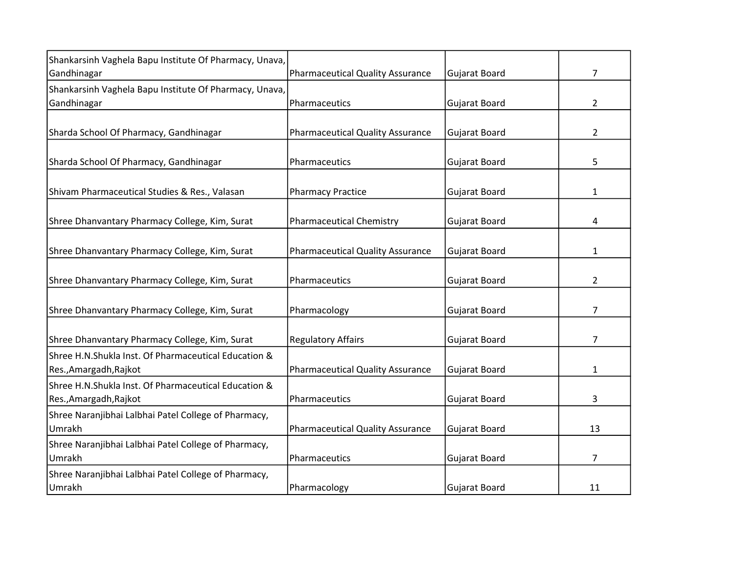| | | | |
|---|---|---|---|
| Shankarsinh Vaghela Bapu Institute Of Pharmacy, Unava, Gandhinagar | Pharmaceutical Quality Assurance | Gujarat Board | 7 |
| Shankarsinh Vaghela Bapu Institute Of Pharmacy, Unava, Gandhinagar | Pharmaceutics | Gujarat Board | 2 |
| Sharda School Of Pharmacy, Gandhinagar | Pharmaceutical Quality Assurance | Gujarat Board | 2 |
| Sharda School Of Pharmacy, Gandhinagar | Pharmaceutics | Gujarat Board | 5 |
| Shivam Pharmaceutical Studies & Res., Valasan | Pharmacy Practice | Gujarat Board | 1 |
| Shree Dhanvantary Pharmacy College, Kim, Surat | Pharmaceutical Chemistry | Gujarat Board | 4 |
| Shree Dhanvantary Pharmacy College, Kim, Surat | Pharmaceutical Quality Assurance | Gujarat Board | 1 |
| Shree Dhanvantary Pharmacy College, Kim, Surat | Pharmaceutics | Gujarat Board | 2 |
| Shree Dhanvantary Pharmacy College, Kim, Surat | Pharmacology | Gujarat Board | 7 |
| Shree Dhanvantary Pharmacy College, Kim, Surat | Regulatory Affairs | Gujarat Board | 7 |
| Shree H.N.Shukla Inst. Of Pharmaceutical Education & Res.,Amargadh,Rajkot | Pharmaceutical Quality Assurance | Gujarat Board | 1 |
| Shree H.N.Shukla Inst. Of Pharmaceutical Education & Res.,Amargadh,Rajkot | Pharmaceutics | Gujarat Board | 3 |
| Shree Naranjibhai Lalbhai Patel College of Pharmacy, Umrakh | Pharmaceutical Quality Assurance | Gujarat Board | 13 |
| Shree Naranjibhai Lalbhai Patel College of Pharmacy, Umrakh | Pharmaceutics | Gujarat Board | 7 |
| Shree Naranjibhai Lalbhai Patel College of Pharmacy, Umrakh | Pharmacology | Gujarat Board | 11 |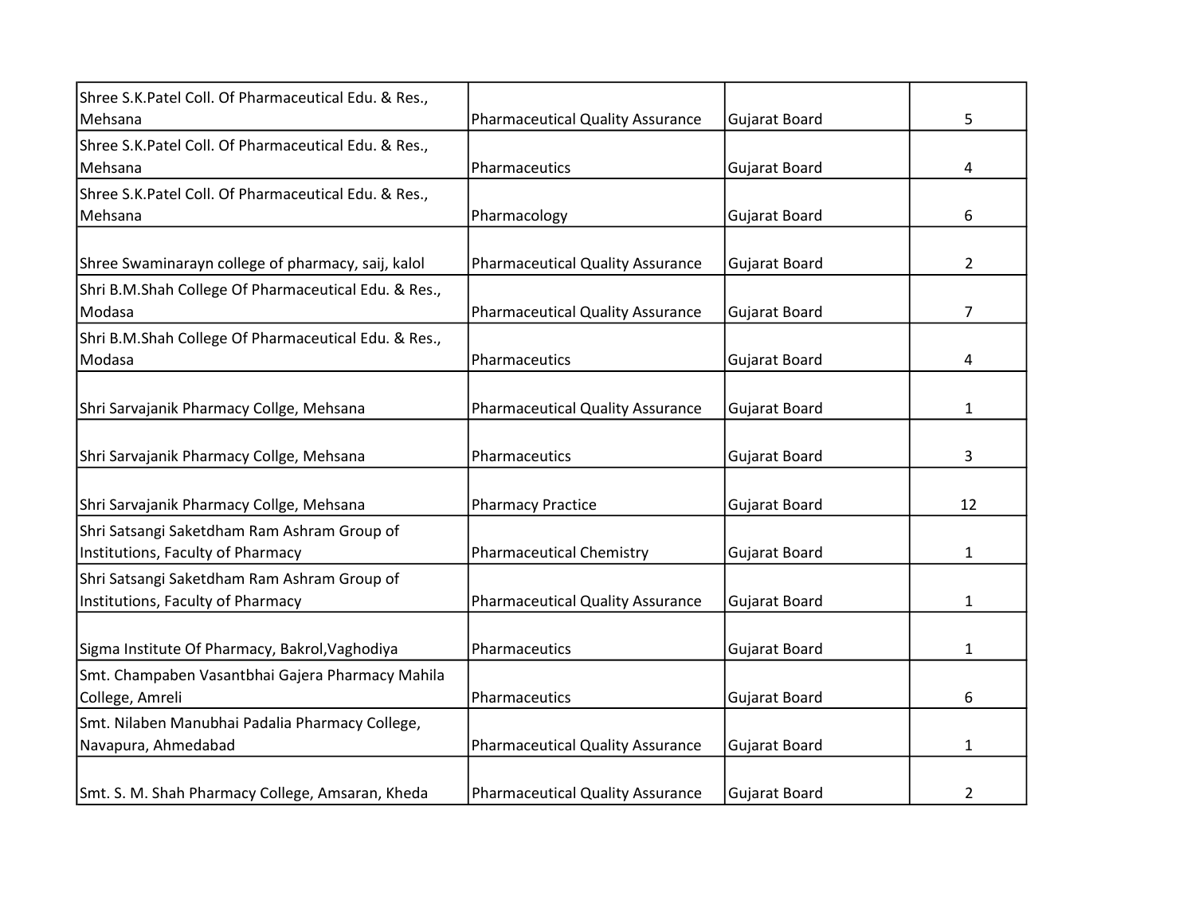| | | | |
|---|---|---|---|
| Shree S.K.Patel Coll. Of Pharmaceutical Edu. & Res., Mehsana | Pharmaceutical Quality Assurance | Gujarat Board | 5 |
| Shree S.K.Patel Coll. Of Pharmaceutical Edu. & Res., Mehsana | Pharmaceutics | Gujarat Board | 4 |
| Shree S.K.Patel Coll. Of Pharmaceutical Edu. & Res., Mehsana | Pharmacology | Gujarat Board | 6 |
| Shree Swaminarayn college of pharmacy, saij, kalol | Pharmaceutical Quality Assurance | Gujarat Board | 2 |
| Shri B.M.Shah College Of Pharmaceutical Edu. & Res., Modasa | Pharmaceutical Quality Assurance | Gujarat Board | 7 |
| Shri B.M.Shah College Of Pharmaceutical Edu. & Res., Modasa | Pharmaceutics | Gujarat Board | 4 |
| Shri Sarvajanik Pharmacy Collge, Mehsana | Pharmaceutical Quality Assurance | Gujarat Board | 1 |
| Shri Sarvajanik Pharmacy Collge, Mehsana | Pharmaceutics | Gujarat Board | 3 |
| Shri Sarvajanik Pharmacy Collge, Mehsana | Pharmacy Practice | Gujarat Board | 12 |
| Shri Satsangi Saketdham Ram Ashram Group of Institutions, Faculty of Pharmacy | Pharmaceutical Chemistry | Gujarat Board | 1 |
| Shri Satsangi Saketdham Ram Ashram Group of Institutions, Faculty of Pharmacy | Pharmaceutical Quality Assurance | Gujarat Board | 1 |
| Sigma Institute Of Pharmacy, Bakrol,Vaghodiya | Pharmaceutics | Gujarat Board | 1 |
| Smt. Champaben Vasantbhai Gajera Pharmacy Mahila College, Amreli | Pharmaceutics | Gujarat Board | 6 |
| Smt. Nilaben Manubhai Padalia Pharmacy College, Navapura, Ahmedabad | Pharmaceutical Quality Assurance | Gujarat Board | 1 |
| Smt. S. M. Shah Pharmacy College, Amsaran, Kheda | Pharmaceutical Quality Assurance | Gujarat Board | 2 |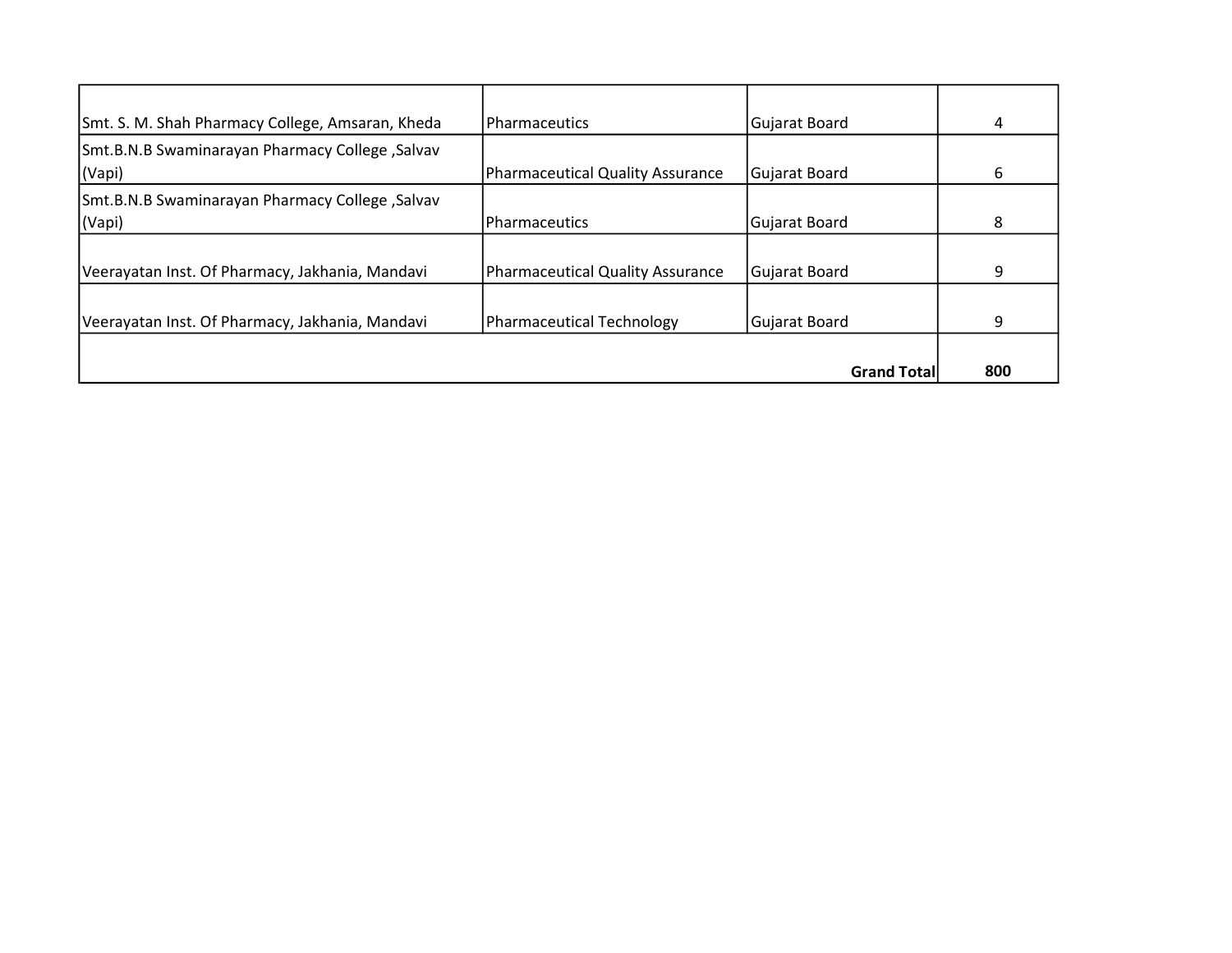| | | | |
|---|---|---|---|
| Smt. S. M. Shah Pharmacy College, Amsaran, Kheda | Pharmaceutics | Gujarat Board | 4 |
| Smt.B.N.B Swaminarayan Pharmacy College ,Salvav (Vapi) | Pharmaceutical Quality Assurance | Gujarat Board | 6 |
| Smt.B.N.B Swaminarayan Pharmacy College ,Salvav (Vapi) | Pharmaceutics | Gujarat Board | 8 |
| Veerayatan Inst. Of Pharmacy, Jakhania, Mandavi | Pharmaceutical Quality Assurance | Gujarat Board | 9 |
| Veerayatan Inst. Of Pharmacy, Jakhania, Mandavi | Pharmaceutical Technology | Gujarat Board | 9 |
| | | **Grand Total** | **800** |